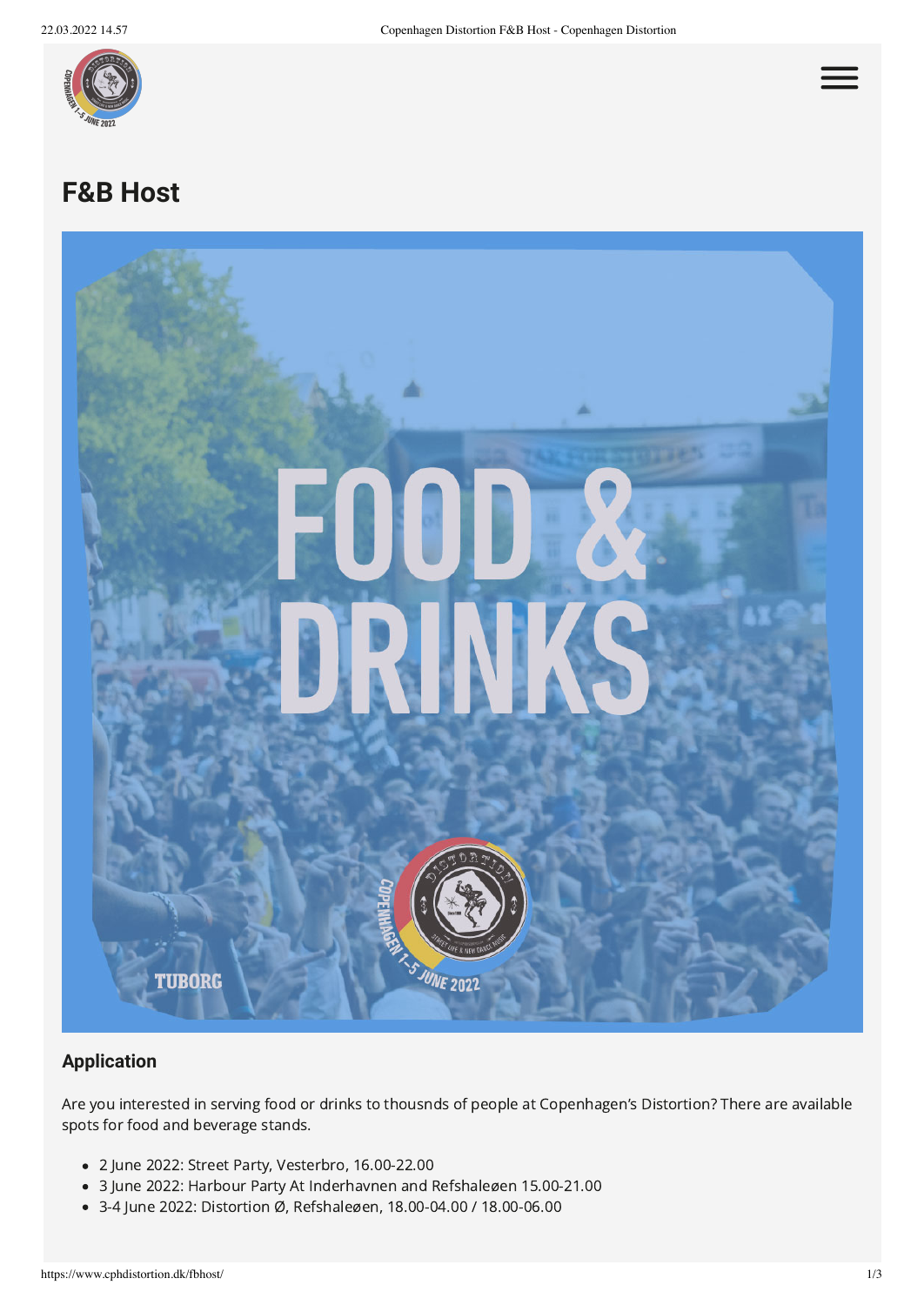# F&B Host

## Application

Are you interested in serving food or drinks to thousnds of people at Copenhagen's Distortion? There are available spots for food and beverage stands.

- 2 June 2022: Street Party, Vesterbro, 16.00-22.00
- 3 June 2022: Harbour Party At Inderhavnen and Refshaleøen 15.00-21.00
- 3-4 June 2022: Distortion Ø, Refshaleøen, 18.00-04.00 / 18.00-06.00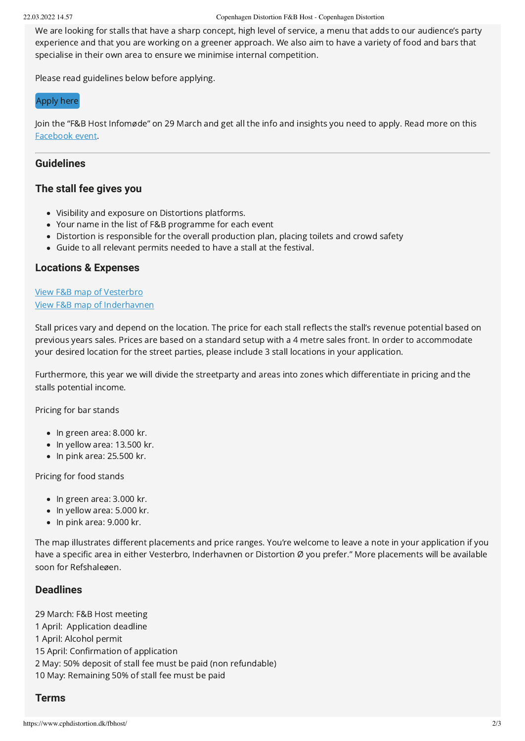We are looking for stalls that have a sharp concept, high level of service, a menu that adds to our audience's party experience and that you are working on a greener approach. We also aim to have a variety of food and bars that specialise in their own area to ensure we minimise internal competition.

Please read guidelines below before applying.

Apply here

Join the "F&B Host Infomøde" on 29 March and get all the info and insights you need to apply. Read more on this Facebook event.

---

## Guidelines

## The stall fee gives you

- Visibility and exposure on Distortions platforms.
- Your name in the list of F&B programme for each event
- Distortion is responsible for the overall production plan, placing toilets and crowd safety
- Guide to all relevant permits needed to have a stall at the festival.

## Locations & Expenses

View F&B map of Vesterbro
View F&B map of Inderhavnen

Stall prices vary and depend on the location. The price for each stall reflects the stall's revenue potential based on previous years sales. Prices are based on a standard setup with a 4 metre sales front. In order to accommodate your desired location for the street parties, please include 3 stall locations in your application.

Furthermore, this year we will divide the streetparty and areas into zones which differentiate in pricing and the stalls potential income.

Pricing for bar stands

- In green area: 8.000 kr.
- In yellow area: 13.500 kr.
- In pink area: 25.500 kr.

Pricing for food stands

- In green area: 3.000 kr.
- In yellow area: 5.000 kr.
- In pink area: 9.000 kr.

The map illustrates different placements and price ranges. You're welcome to leave a note in your application if you have a specific area in either Vesterbro, Inderhavnen or Distortion Ø you prefer." More placements will be available soon for Refshaleøen.

## Deadlines

29 March: F&B Host meeting
1 April: Application deadline
1 April: Alcohol permit
15 April: Confirmation of application
2 May: 50% deposit of stall fee must be paid (non refundable)
10 May: Remaining 50% of stall fee must be paid

## Terms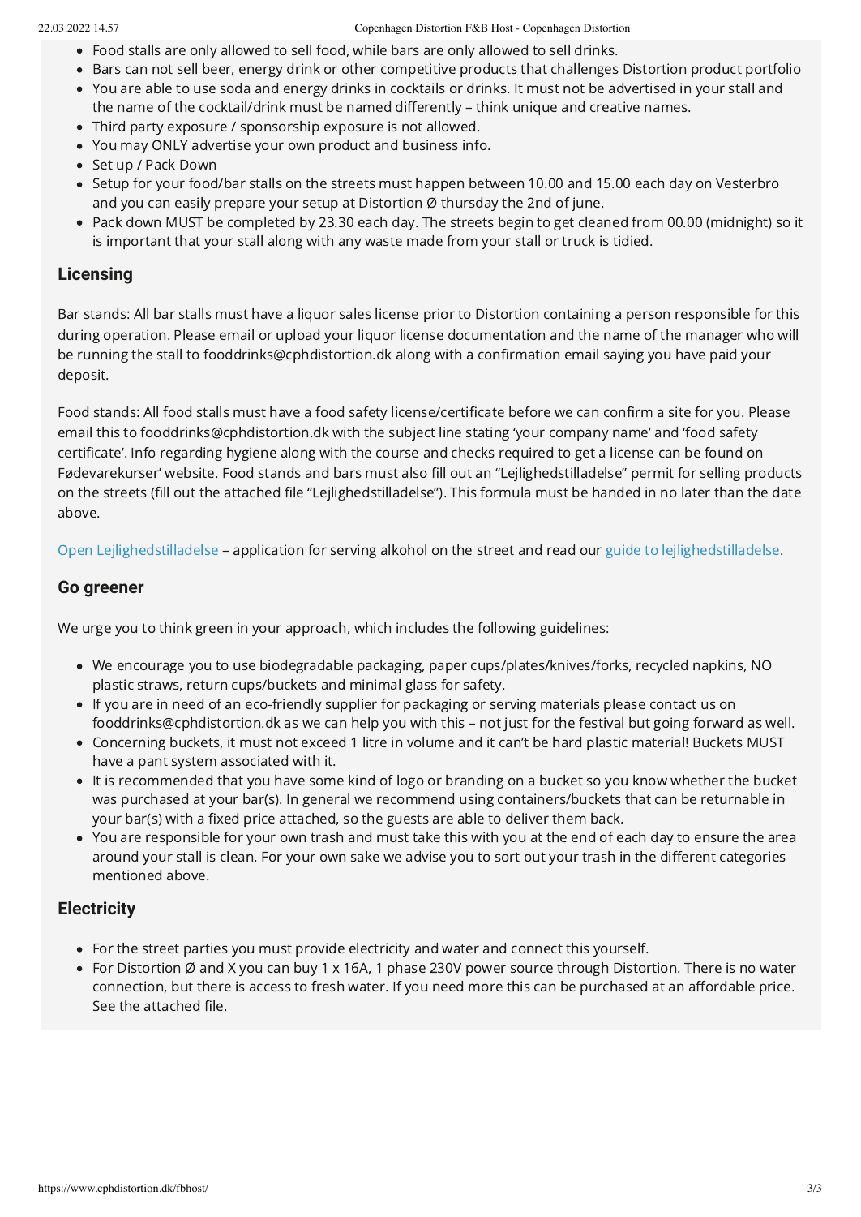- Food stalls are only allowed to sell food, while bars are only allowed to sell drinks.
- Bars can not sell beer, energy drink or other competitive products that challenges Distortion product portfolio
- You are able to use soda and energy drinks in cocktails or drinks. It must not be advertised in your stall and the name of the cocktail/drink must be named differently – think unique and creative names.
- Third party exposure / sponsorship exposure is not allowed.
- You may ONLY advertise your own product and business info.
- Set up / Pack Down
- Setup for your food/bar stalls on the streets must happen between 10.00 and 15.00 each day on Vesterbro and you can easily prepare your setup at Distortion Ø thursday the 2nd of june.
- Pack down MUST be completed by 23.30 each day. The streets begin to get cleaned from 00.00 (midnight) so it is important that your stall along with any waste made from your stall or truck is tidied.

## Licensing

Bar stands: All bar stalls must have a liquor sales license prior to Distortion containing a person responsible for this during operation. Please email or upload your liquor license documentation and the name of the manager who will be running the stall to fooddrinks@cphdistortion.dk along with a confirmation email saying you have paid your deposit.

Food stands: All food stalls must have a food safety license/certificate before we can confirm a site for you. Please email this to fooddrinks@cphdistortion.dk with the subject line stating 'your company name' and 'food safety certificate'. Info regarding hygiene along with the course and checks required to get a license can be found on Fødevarekurser' website. Food stands and bars must also fill out an "Lejlighedstilladelse" permit for selling products on the streets (fill out the attached file "Lejlighedstilladelse"). This formula must be handed in no later than the date above.

Open Lejlighedstilladelse – application for serving alkohol on the street and read our guide to lejlighedstilladelse.

## Go greener

We urge you to think green in your approach, which includes the following guidelines:

- We encourage you to use biodegradable packaging, paper cups/plates/knives/forks, recycled napkins, NO plastic straws, return cups/buckets and minimal glass for safety.
- If you are in need of an eco-friendly supplier for packaging or serving materials please contact us on fooddrinks@cphdistortion.dk as we can help you with this – not just for the festival but going forward as well.
- Concerning buckets, it must not exceed 1 litre in volume and it can't be hard plastic material! Buckets MUST have a pant system associated with it.
- It is recommended that you have some kind of logo or branding on a bucket so you know whether the bucket was purchased at your bar(s). In general we recommend using containers/buckets that can be returnable in your bar(s) with a fixed price attached, so the guests are able to deliver them back.
- You are responsible for your own trash and must take this with you at the end of each day to ensure the area around your stall is clean. For your own sake we advise you to sort out your trash in the different categories mentioned above.

## Electricity

- For the street parties you must provide electricity and water and connect this yourself.
- For Distortion Ø and X you can buy 1 x 16A, 1 phase 230V power source through Distortion. There is no water connection, but there is access to fresh water. If you need more this can be purchased at an affordable price. See the attached file.